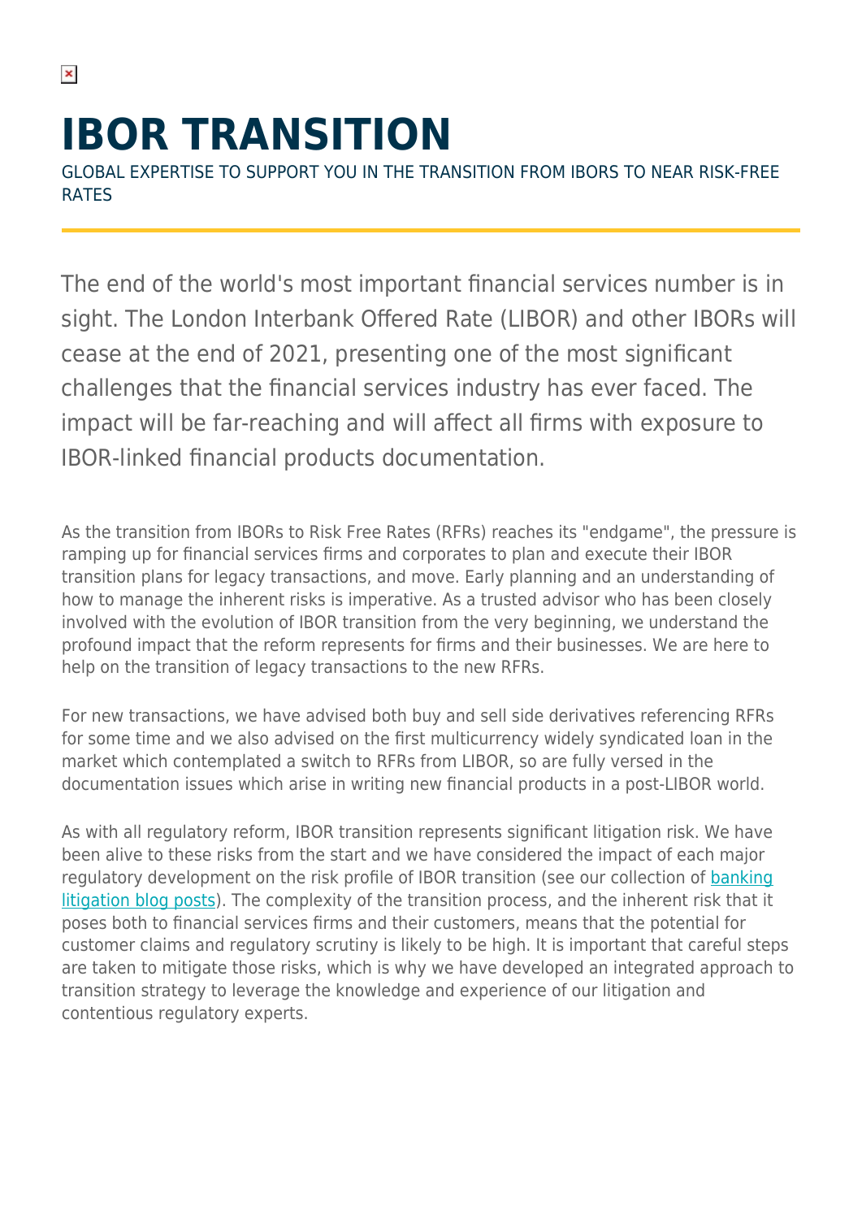# IBOR TRANSITION

GLOBAL EXPERTISE TO SUPPORT YOU IN THE TRANSITION FROM IBORS TO NEAR RISK-FREE RATES

The end of the world's most important financial services number is in sight. The London Interbank Offered Rate (LIBOR) and other IBORs will cease at the end of 2021, presenting one of the most significant challenges that the financial services industry has ever faced. The impact will be far-reaching and will affect all firms with exposure to IBOR-linked financial products documentation.

As the transition from IBORs to Risk Free Rates (RFRs) reaches its "endgame", the pressure is ramping up for financial services firms and corporates to plan and execute their IBOR transition plans for legacy transactions, and move. Early planning and an understanding of how to manage the inherent risks is imperative. As a trusted advisor who has been closely involved with the evolution of IBOR transition from the very beginning, we understand the profound impact that the reform represents for firms and their businesses. We are here to help on the transition of legacy transactions to the new RFRs.

For new transactions, we have advised both buy and sell side derivatives referencing RFRs for some time and we also advised on the first multicurrency widely syndicated loan in the market which contemplated a switch to RFRs from LIBOR, so are fully versed in the documentation issues which arise in writing new financial products in a post-LIBOR world.

As with all regulatory reform, IBOR transition represents significant litigation risk. We have been alive to these risks from the start and we have considered the impact of each major regulatory development on the risk profile of IBOR transition (see our collection of banking litigation blog posts). The complexity of the transition process, and the inherent risk that it poses both to financial services firms and their customers, means that the potential for customer claims and regulatory scrutiny is likely to be high. It is important that careful steps are taken to mitigate those risks, which is why we have developed an integrated approach to transition strategy to leverage the knowledge and experience of our litigation and contentious regulatory experts.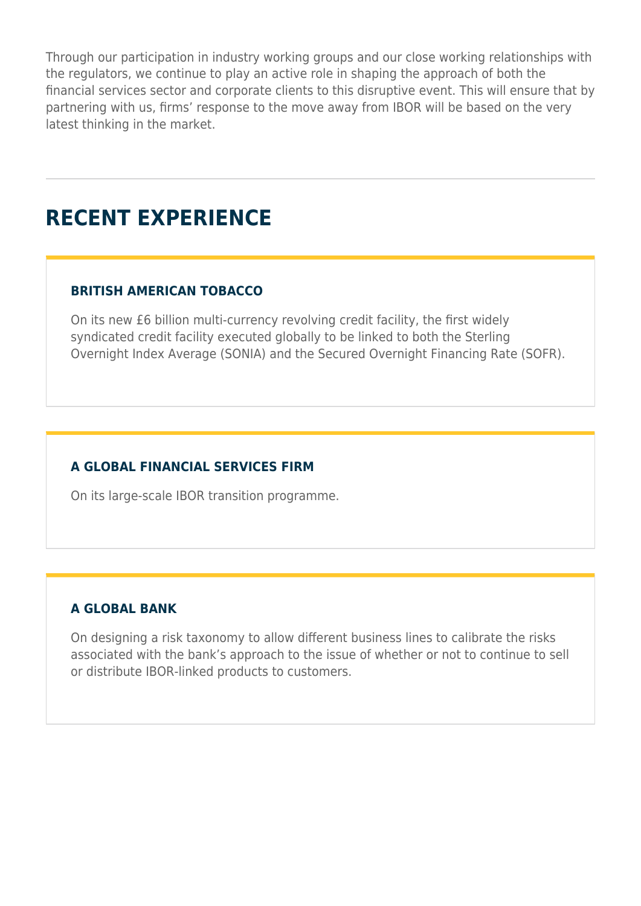Through our participation in industry working groups and our close working relationships with the regulators, we continue to play an active role in shaping the approach of both the financial services sector and corporate clients to this disruptive event. This will ensure that by partnering with us, firms' response to the move away from IBOR will be based on the very latest thinking in the market.

---

## RECENT EXPERIENCE

### BRITISH AMERICAN TOBACCO

On its new £6 billion multi-currency revolving credit facility, the first widely syndicated credit facility executed globally to be linked to both the Sterling Overnight Index Average (SONIA) and the Secured Overnight Financing Rate (SOFR).

### A GLOBAL FINANCIAL SERVICES FIRM

On its large-scale IBOR transition programme.

### A GLOBAL BANK

On designing a risk taxonomy to allow different business lines to calibrate the risks associated with the bank's approach to the issue of whether or not to continue to sell or distribute IBOR-linked products to customers.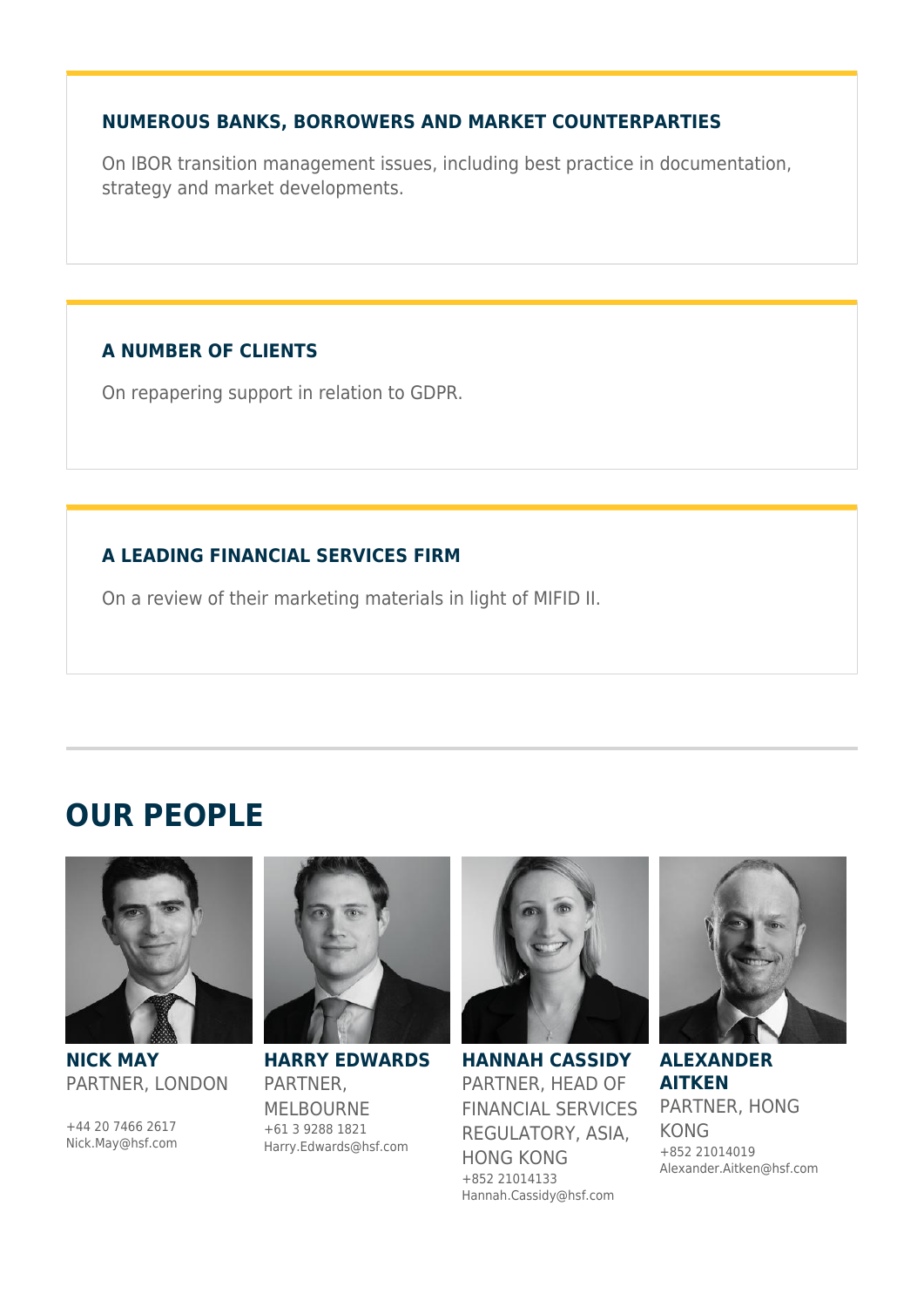### NUMEROUS BANKS, BORROWERS AND MARKET COUNTERPARTIES

On IBOR transition management issues, including best practice in documentation, strategy and market developments.

### A NUMBER OF CLIENTS

On repapering support in relation to GDPR.

### A LEADING FINANCIAL SERVICES FIRM

On a review of their marketing materials in light of MIFID II.

## OUR PEOPLE

**NICK MAY**
PARTNER, LONDON

+44 20 7466 2617
Nick.May@hsf.com

**HARRY EDWARDS**
PARTNER, MELBOURNE
+61 3 9288 1821
Harry.Edwards@hsf.com

**HANNAH CASSIDY**
PARTNER, HEAD OF FINANCIAL SERVICES REGULATORY, ASIA, HONG KONG
+852 21014133
Hannah.Cassidy@hsf.com

**ALEXANDER AITKEN**
PARTNER, HONG KONG
+852 21014019
Alexander.Aitken@hsf.com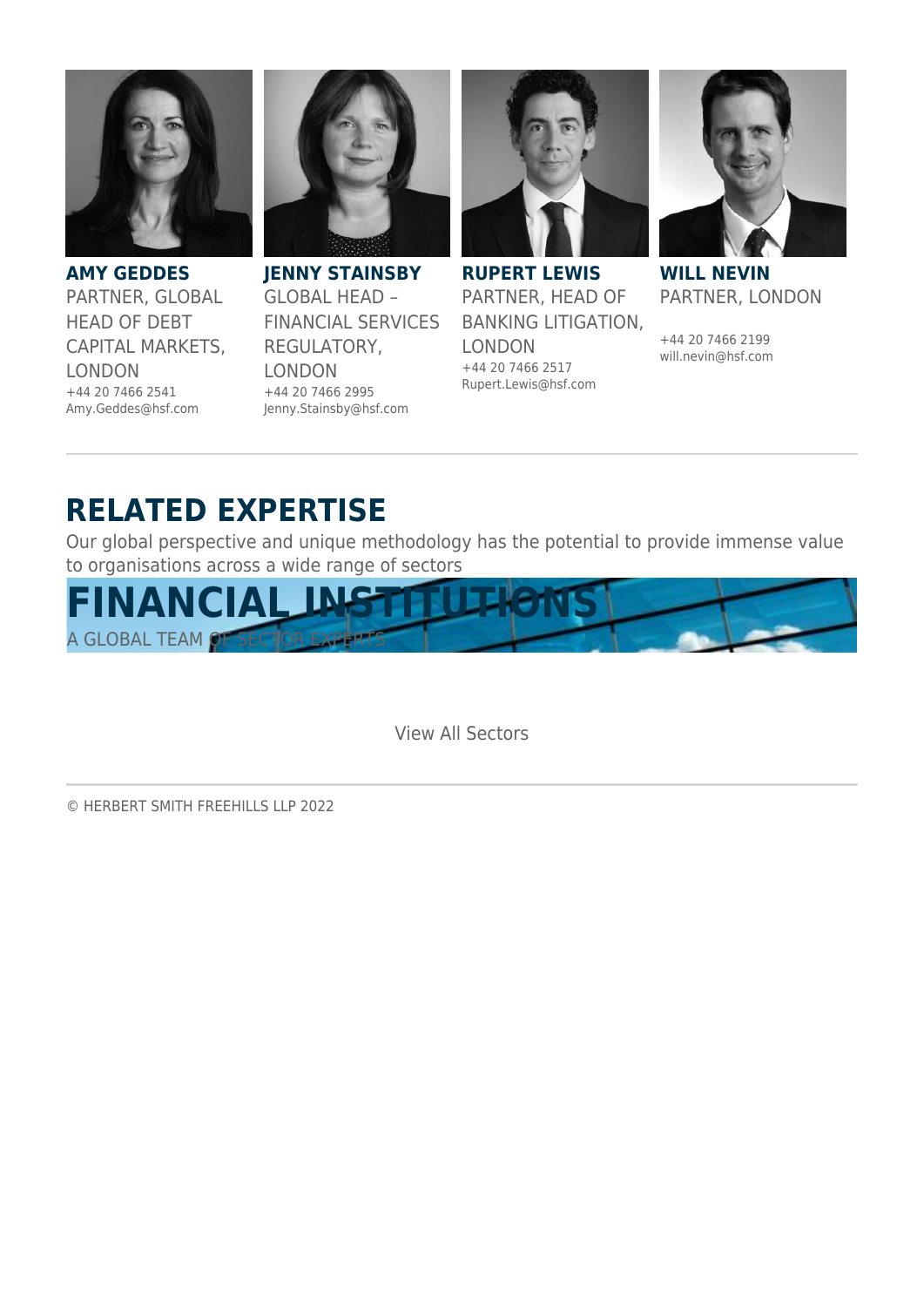**AMY GEDDES**
PARTNER, GLOBAL HEAD OF DEBT CAPITAL MARKETS, LONDON
+44 20 7466 2541
Amy.Geddes@hsf.com

**JENNY STAINSBY**
GLOBAL HEAD – FINANCIAL SERVICES REGULATORY, LONDON
+44 20 7466 2995
Jenny.Stainsby@hsf.com

**RUPERT LEWIS**
PARTNER, HEAD OF BANKING LITIGATION, LONDON
+44 20 7466 2517
Rupert.Lewis@hsf.com

**WILL NEVIN**
PARTNER, LONDON
+44 20 7466 2199
will.nevin@hsf.com

## RELATED EXPERTISE

Our global perspective and unique methodology has the potential to provide immense value to organisations across a wide range of sectors

### FINANCIAL INSTITUTIONS

A GLOBAL TEAM OF SECTOR EXPERTS

View All Sectors

© HERBERT SMITH FREEHILLS LLP 2022